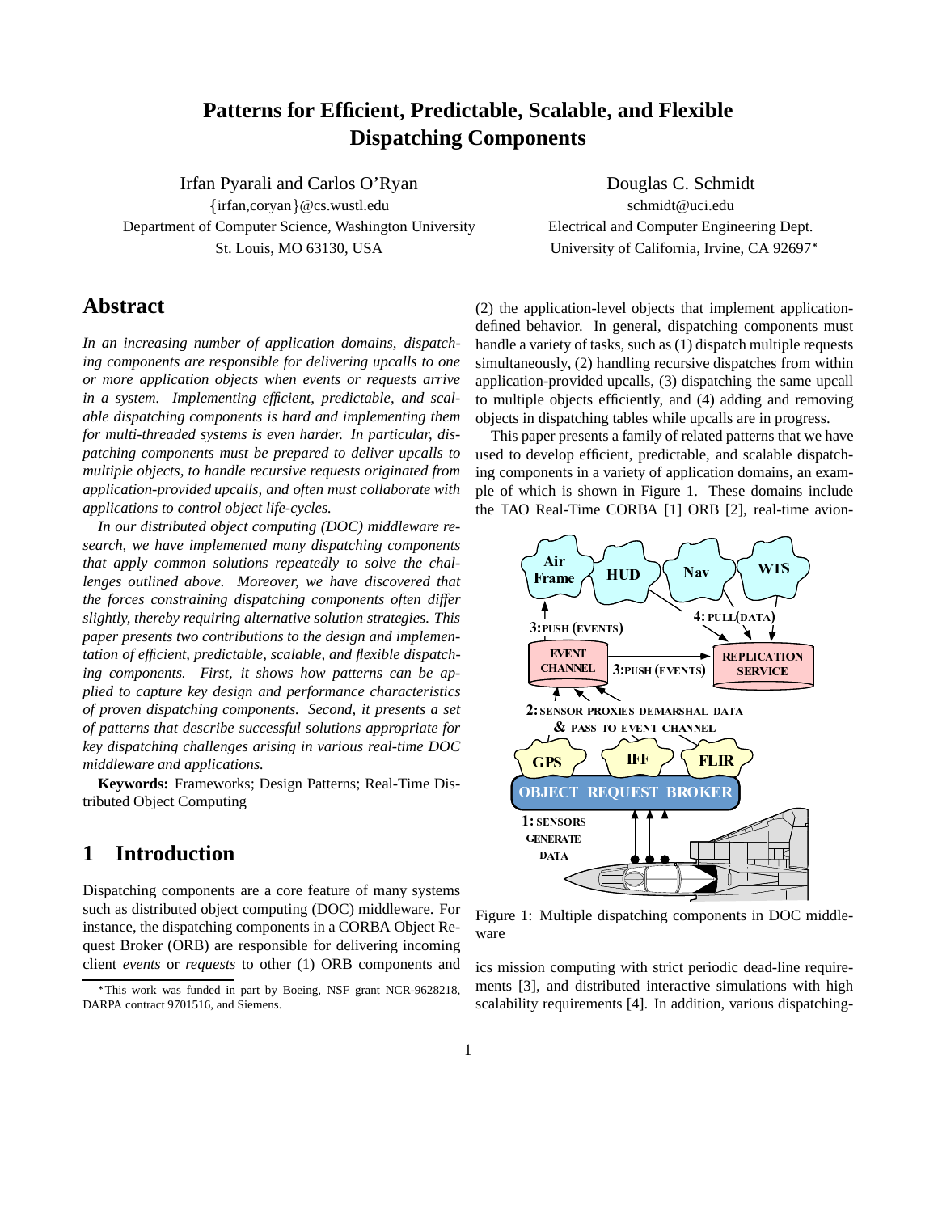# Patterns for Efficient, Predictable, Scalable, and Flexible Dispatching Components

Irfan Pyarali and Carlos O'Ryan
{irfan,coryan}@cs.wustl.edu
Department of Computer Science, Washington University
St. Louis, MO 63130, USA

Douglas C. Schmidt
schmidt@uci.edu
Electrical and Computer Engineering Dept.
University of California, Irvine, CA 92697*

## Abstract

*In an increasing number of application domains, dispatching components are responsible for delivering upcalls to one or more application objects when events or requests arrive in a system. Implementing efficient, predictable, and scalable dispatching components is hard and implementing them for multi-threaded systems is even harder. In particular, dispatching components must be prepared to deliver upcalls to multiple objects, to handle recursive requests originated from application-provided upcalls, and often must collaborate with applications to control object life-cycles.*

*In our distributed object computing (DOC) middleware research, we have implemented many dispatching components that apply common solutions repeatedly to solve the challenges outlined above. Moreover, we have discovered that the forces constraining dispatching components often differ slightly, thereby requiring alternative solution strategies. This paper presents two contributions to the design and implementation of efficient, predictable, scalable, and flexible dispatching components. First, it shows how patterns can be applied to capture key design and performance characteristics of proven dispatching components. Second, it presents a set of patterns that describe successful solutions appropriate for key dispatching challenges arising in various real-time DOC middleware and applications.*

**Keywords:** Frameworks; Design Patterns; Real-Time Distributed Object Computing

## 1 Introduction

Dispatching components are a core feature of many systems such as distributed object computing (DOC) middleware. For instance, the dispatching components in a CORBA Object Request Broker (ORB) are responsible for delivering incoming client *events* or *requests* to other (1) ORB components and (2) the application-level objects that implement application-defined behavior. In general, dispatching components must handle a variety of tasks, such as (1) dispatch multiple requests simultaneously, (2) handling recursive dispatches from within application-provided upcalls, (3) dispatching the same upcall to multiple objects efficiently, and (4) adding and removing objects in dispatching tables while upcalls are in progress.

This paper presents a family of related patterns that we have used to develop efficient, predictable, and scalable dispatching components in a variety of application domains, an example of which is shown in Figure 1. These domains include the TAO Real-Time CORBA [1] ORB [2], real-time avionics mission computing with strict periodic dead-line requirements [3], and distributed interactive simulations with high scalability requirements [4]. In addition, various dispatching-

Figure 1: Multiple dispatching components in DOC middleware

*This work was funded in part by Boeing, NSF grant NCR-9628218, DARPA contract 9701516, and Siemens.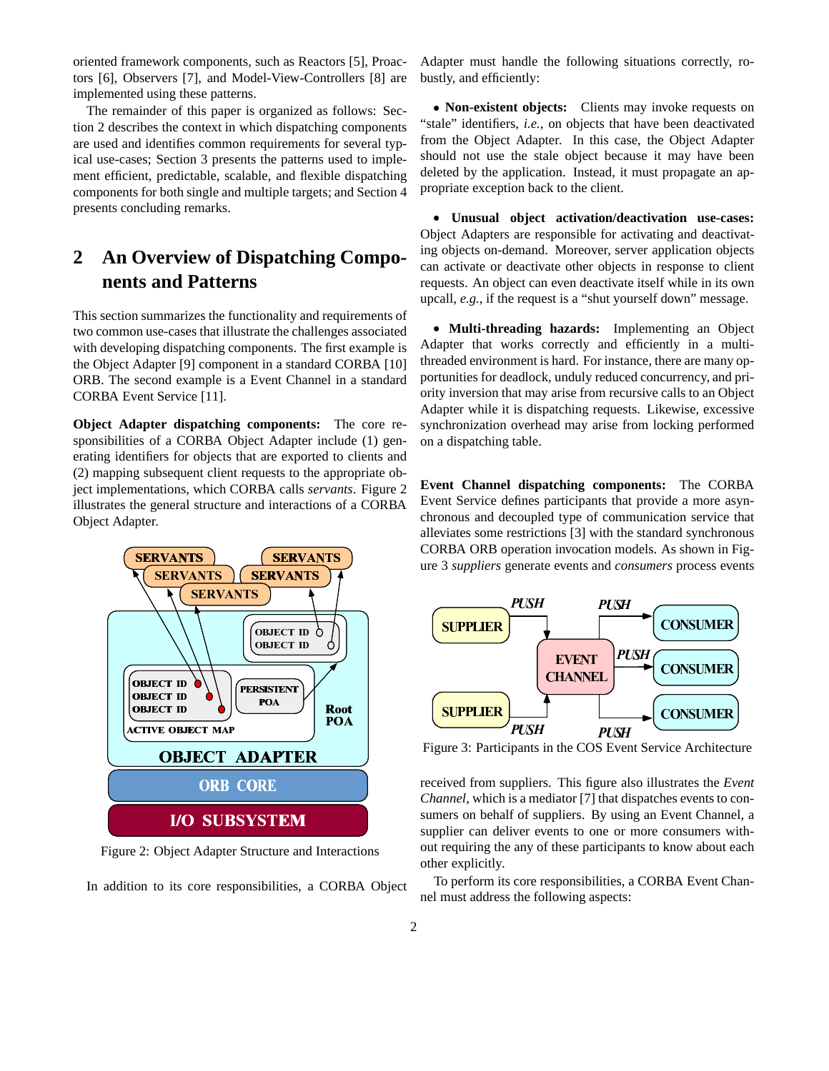oriented framework components, such as Reactors [5], Proactors [6], Observers [7], and Model-View-Controllers [8] are implemented using these patterns.

The remainder of this paper is organized as follows: Section 2 describes the context in which dispatching components are used and identifies common requirements for several typical use-cases; Section 3 presents the patterns used to implement efficient, predictable, scalable, and flexible dispatching components for both single and multiple targets; and Section 4 presents concluding remarks.

## 2 An Overview of Dispatching Components and Patterns

This section summarizes the functionality and requirements of two common use-cases that illustrate the challenges associated with developing dispatching components. The first example is the Object Adapter [9] component in a standard CORBA [10] ORB. The second example is a Event Channel in a standard CORBA Event Service [11].

**Object Adapter dispatching components:** The core responsibilities of a CORBA Object Adapter include (1) generating identifiers for objects that are exported to clients and (2) mapping subsequent client requests to the appropriate object implementations, which CORBA calls *servants*. Figure 2 illustrates the general structure and interactions of a CORBA Object Adapter.

Figure 2: Object Adapter Structure and Interactions

In addition to its core responsibilities, a CORBA Object Adapter must handle the following situations correctly, robustly, and efficiently:

- **Non-existent objects:** Clients may invoke requests on "stale" identifiers, *i.e.*, on objects that have been deactivated from the Object Adapter. In this case, the Object Adapter should not use the stale object because it may have been deleted by the application. Instead, it must propagate an appropriate exception back to the client.

- **Unusual object activation/deactivation use-cases:** Object Adapters are responsible for activating and deactivating objects on-demand. Moreover, server application objects can activate or deactivate other objects in response to client requests. An object can even deactivate itself while in its own upcall, *e.g.*, if the request is a "shut yourself down" message.

- **Multi-threading hazards:** Implementing an Object Adapter that works correctly and efficiently in a multi-threaded environment is hard. For instance, there are many opportunities for deadlock, unduly reduced concurrency, and priority inversion that may arise from recursive calls to an Object Adapter while it is dispatching requests. Likewise, excessive synchronization overhead may arise from locking performed on a dispatching table.

**Event Channel dispatching components:** The CORBA Event Service defines participants that provide a more asynchronous and decoupled type of communication service that alleviates some restrictions [3] with the standard synchronous CORBA ORB operation invocation models. As shown in Figure 3 *suppliers* generate events and *consumers* process events received from suppliers. This figure also illustrates the *Event Channel*, which is a mediator [7] that dispatches events to consumers on behalf of suppliers. By using an Event Channel, a supplier can deliver events to one or more consumers without requiring the any of these participants to know about each other explicitly.

Figure 3: Participants in the COS Event Service Architecture

To perform its core responsibilities, a CORBA Event Channel must address the following aspects: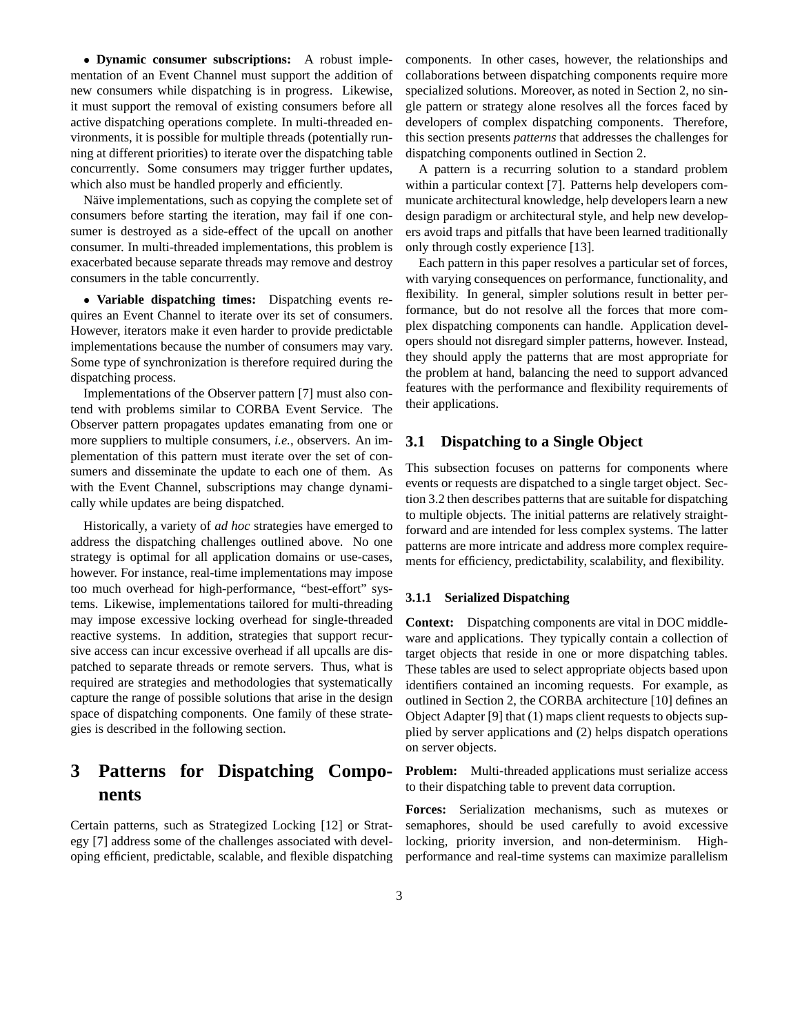• **Dynamic consumer subscriptions:** A robust implementation of an Event Channel must support the addition of new consumers while dispatching is in progress. Likewise, it must support the removal of existing consumers before all active dispatching operations complete. In multi-threaded environments, it is possible for multiple threads (potentially running at different priorities) to iterate over the dispatching table concurrently. Some consumers may trigger further updates, which also must be handled properly and efficiently.

Näive implementations, such as copying the complete set of consumers before starting the iteration, may fail if one consumer is destroyed as a side-effect of the upcall on another consumer. In multi-threaded implementations, this problem is exacerbated because separate threads may remove and destroy consumers in the table concurrently.

• **Variable dispatching times:** Dispatching events requires an Event Channel to iterate over its set of consumers. However, iterators make it even harder to provide predictable implementations because the number of consumers may vary. Some type of synchronization is therefore required during the dispatching process.

Implementations of the Observer pattern [7] must also contend with problems similar to CORBA Event Service. The Observer pattern propagates updates emanating from one or more suppliers to multiple consumers, *i.e.*, observers. An implementation of this pattern must iterate over the set of consumers and disseminate the update to each one of them. As with the Event Channel, subscriptions may change dynamically while updates are being dispatched.

Historically, a variety of *ad hoc* strategies have emerged to address the dispatching challenges outlined above. No one strategy is optimal for all application domains or use-cases, however. For instance, real-time implementations may impose too much overhead for high-performance, "best-effort" systems. Likewise, implementations tailored for multi-threading may impose excessive locking overhead for single-threaded reactive systems. In addition, strategies that support recursive access can incur excessive overhead if all upcalls are dispatched to separate threads or remote servers. Thus, what is required are strategies and methodologies that systematically capture the range of possible solutions that arise in the design space of dispatching components. One family of these strategies is described in the following section.

# 3 Patterns for Dispatching Components

Certain patterns, such as Strategized Locking [12] or Strategy [7] address some of the challenges associated with developing efficient, predictable, scalable, and flexible dispatching components. In other cases, however, the relationships and collaborations between dispatching components require more specialized solutions. Moreover, as noted in Section 2, no single pattern or strategy alone resolves all the forces faced by developers of complex dispatching components. Therefore, this section presents *patterns* that addresses the challenges for dispatching components outlined in Section 2.

A pattern is a recurring solution to a standard problem within a particular context [7]. Patterns help developers communicate architectural knowledge, help developers learn a new design paradigm or architectural style, and help new developers avoid traps and pitfalls that have been learned traditionally only through costly experience [13].

Each pattern in this paper resolves a particular set of forces, with varying consequences on performance, functionality, and flexibility. In general, simpler solutions result in better performance, but do not resolve all the forces that more complex dispatching components can handle. Application developers should not disregard simpler patterns, however. Instead, they should apply the patterns that are most appropriate for the problem at hand, balancing the need to support advanced features with the performance and flexibility requirements of their applications.

## 3.1 Dispatching to a Single Object

This subsection focuses on patterns for components where events or requests are dispatched to a single target object. Section 3.2 then describes patterns that are suitable for dispatching to multiple objects. The initial patterns are relatively straightforward and are intended for less complex systems. The latter patterns are more intricate and address more complex requirements for efficiency, predictability, scalability, and flexibility.

### 3.1.1 Serialized Dispatching

**Context:** Dispatching components are vital in DOC middleware and applications. They typically contain a collection of target objects that reside in one or more dispatching tables. These tables are used to select appropriate objects based upon identifiers contained an incoming requests. For example, as outlined in Section 2, the CORBA architecture [10] defines an Object Adapter [9] that (1) maps client requests to objects supplied by server applications and (2) helps dispatch operations on server objects.

**Problem:** Multi-threaded applications must serialize access to their dispatching table to prevent data corruption.

**Forces:** Serialization mechanisms, such as mutexes or semaphores, should be used carefully to avoid excessive locking, priority inversion, and non-determinism. High-performance and real-time systems can maximize parallelism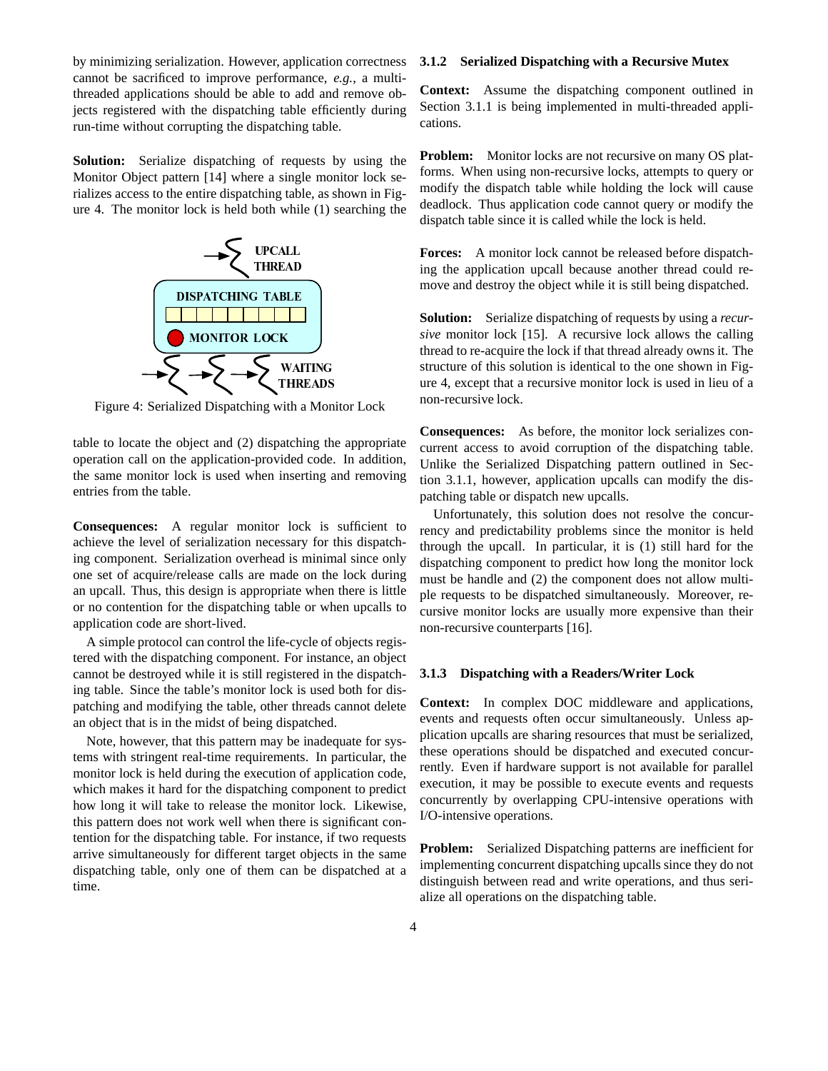by minimizing serialization. However, application correctness cannot be sacrificed to improve performance, *e.g.*, a multi-threaded applications should be able to add and remove objects registered with the dispatching table efficiently during run-time without corrupting the dispatching table.

**Solution:** Serialize dispatching of requests by using the Monitor Object pattern [14] where a single monitor lock serializes access to the entire dispatching table, as shown in Figure 4. The monitor lock is held both while (1) searching the table to locate the object and (2) dispatching the appropriate operation call on the application-provided code. In addition, the same monitor lock is used when inserting and removing entries from the table.

Figure 4: Serialized Dispatching with a Monitor Lock

**Consequences:** A regular monitor lock is sufficient to achieve the level of serialization necessary for this dispatching component. Serialization overhead is minimal since only one set of acquire/release calls are made on the lock during an upcall. Thus, this design is appropriate when there is little or no contention for the dispatching table or when upcalls to application code are short-lived.

A simple protocol can control the life-cycle of objects registered with the dispatching component. For instance, an object cannot be destroyed while it is still registered in the dispatching table. Since the table's monitor lock is used both for dispatching and modifying the table, other threads cannot delete an object that is in the midst of being dispatched.

Note, however, that this pattern may be inadequate for systems with stringent real-time requirements. In particular, the monitor lock is held during the execution of application code, which makes it hard for the dispatching component to predict how long it will take to release the monitor lock. Likewise, this pattern does not work well when there is significant contention for the dispatching table. For instance, if two requests arrive simultaneously for different target objects in the same dispatching table, only one of them can be dispatched at a time.

### 3.1.2 Serialized Dispatching with a Recursive Mutex

**Context:** Assume the dispatching component outlined in Section 3.1.1 is being implemented in multi-threaded applications.

**Problem:** Monitor locks are not recursive on many OS platforms. When using non-recursive locks, attempts to query or modify the dispatch table while holding the lock will cause deadlock. Thus application code cannot query or modify the dispatch table since it is called while the lock is held.

**Forces:** A monitor lock cannot be released before dispatching the application upcall because another thread could remove and destroy the object while it is still being dispatched.

**Solution:** Serialize dispatching of requests by using a *recursive* monitor lock [15]. A recursive lock allows the calling thread to re-acquire the lock if that thread already owns it. The structure of this solution is identical to the one shown in Figure 4, except that a recursive monitor lock is used in lieu of a non-recursive lock.

**Consequences:** As before, the monitor lock serializes concurrent access to avoid corruption of the dispatching table. Unlike the Serialized Dispatching pattern outlined in Section 3.1.1, however, application upcalls can modify the dispatching table or dispatch new upcalls.

Unfortunately, this solution does not resolve the concurrency and predictability problems since the monitor is held through the upcall. In particular, it is (1) still hard for the dispatching component to predict how long the monitor lock must be handle and (2) the component does not allow multiple requests to be dispatched simultaneously. Moreover, recursive monitor locks are usually more expensive than their non-recursive counterparts [16].

### 3.1.3 Dispatching with a Readers/Writer Lock

**Context:** In complex DOC middleware and applications, events and requests often occur simultaneously. Unless application upcalls are sharing resources that must be serialized, these operations should be dispatched and executed concurrently. Even if hardware support is not available for parallel execution, it may be possible to execute events and requests concurrently by overlapping CPU-intensive operations with I/O-intensive operations.

**Problem:** Serialized Dispatching patterns are inefficient for implementing concurrent dispatching upcalls since they do not distinguish between read and write operations, and thus serialize all operations on the dispatching table.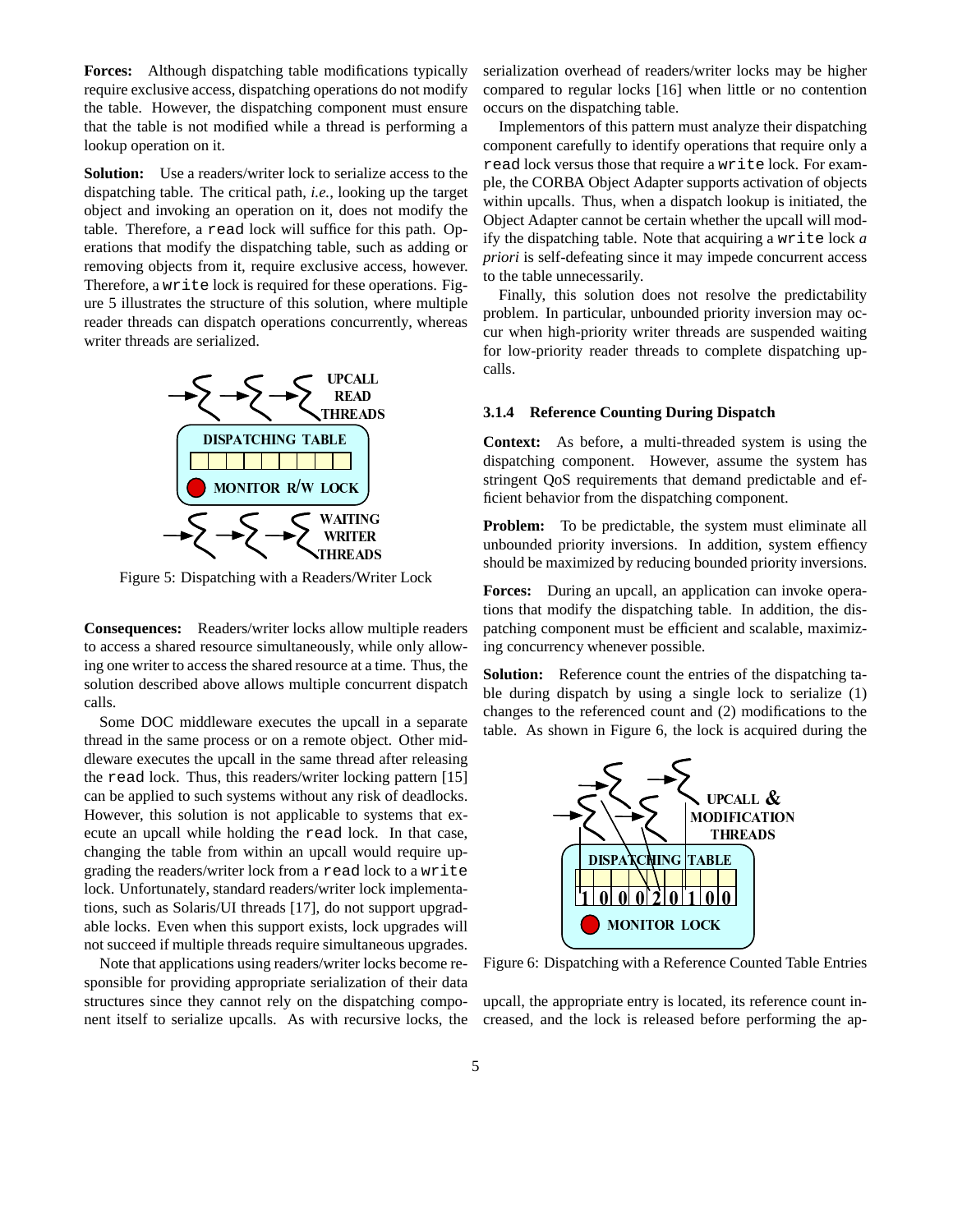**Forces:** Although dispatching table modifications typically require exclusive access, dispatching operations do not modify the table. However, the dispatching component must ensure that the table is not modified while a thread is performing a lookup operation on it.

**Solution:** Use a readers/writer lock to serialize access to the dispatching table. The critical path, *i.e.*, looking up the target object and invoking an operation on it, does not modify the table. Therefore, a `read` lock will suffice for this path. Operations that modify the dispatching table, such as adding or removing objects from it, require exclusive access, however. Therefore, a `write` lock is required for these operations. Figure 5 illustrates the structure of this solution, where multiple reader threads can dispatch operations concurrently, whereas writer threads are serialized.

Figure 5: Dispatching with a Readers/Writer Lock

**Consequences:** Readers/writer locks allow multiple readers to access a shared resource simultaneously, while only allowing one writer to access the shared resource at a time. Thus, the solution described above allows multiple concurrent dispatch calls.

Some DOC middleware executes the upcall in a separate thread in the same process or on a remote object. Other middleware executes the upcall in the same thread after releasing the `read` lock. Thus, this readers/writer locking pattern [15] can be applied to such systems without any risk of deadlocks. However, this solution is not applicable to systems that execute an upcall while holding the `read` lock. In that case, changing the table from within an upcall would require upgrading the readers/writer lock from a `read` lock to a `write` lock. Unfortunately, standard readers/writer lock implementations, such as Solaris/UI threads [17], do not support upgradable locks. Even when this support exists, lock upgrades will not succeed if multiple threads require simultaneous upgrades.

Note that applications using readers/writer locks become responsible for providing appropriate serialization of their data structures since they cannot rely on the dispatching component itself to serialize upcalls. As with recursive locks, the serialization overhead of readers/writer locks may be higher compared to regular locks [16] when little or no contention occurs on the dispatching table.

Implementors of this pattern must analyze their dispatching component carefully to identify operations that require only a `read` lock versus those that require a `write` lock. For example, the CORBA Object Adapter supports activation of objects within upcalls. Thus, when a dispatch lookup is initiated, the Object Adapter cannot be certain whether the upcall will modify the dispatching table. Note that acquiring a `write` lock *a priori* is self-defeating since it may impede concurrent access to the table unnecessarily.

Finally, this solution does not resolve the predictability problem. In particular, unbounded priority inversion may occur when high-priority writer threads are suspended waiting for low-priority reader threads to complete dispatching upcalls.

#### 3.1.4 Reference Counting During Dispatch

**Context:** As before, a multi-threaded system is using the dispatching component. However, assume the system has stringent QoS requirements that demand predictable and efficient behavior from the dispatching component.

**Problem:** To be predictable, the system must eliminate all unbounded priority inversions. In addition, system effiency should be maximized by reducing bounded priority inversions.

**Forces:** During an upcall, an application can invoke operations that modify the dispatching table. In addition, the dispatching component must be efficient and scalable, maximizing concurrency whenever possible.

**Solution:** Reference count the entries of the dispatching table during dispatch by using a single lock to serialize (1) changes to the referenced count and (2) modifications to the table. As shown in Figure 6, the lock is acquired during the upcall, the appropriate entry is located, its reference count increased, and the lock is released before performing the ap-

Figure 6: Dispatching with a Reference Counted Table Entries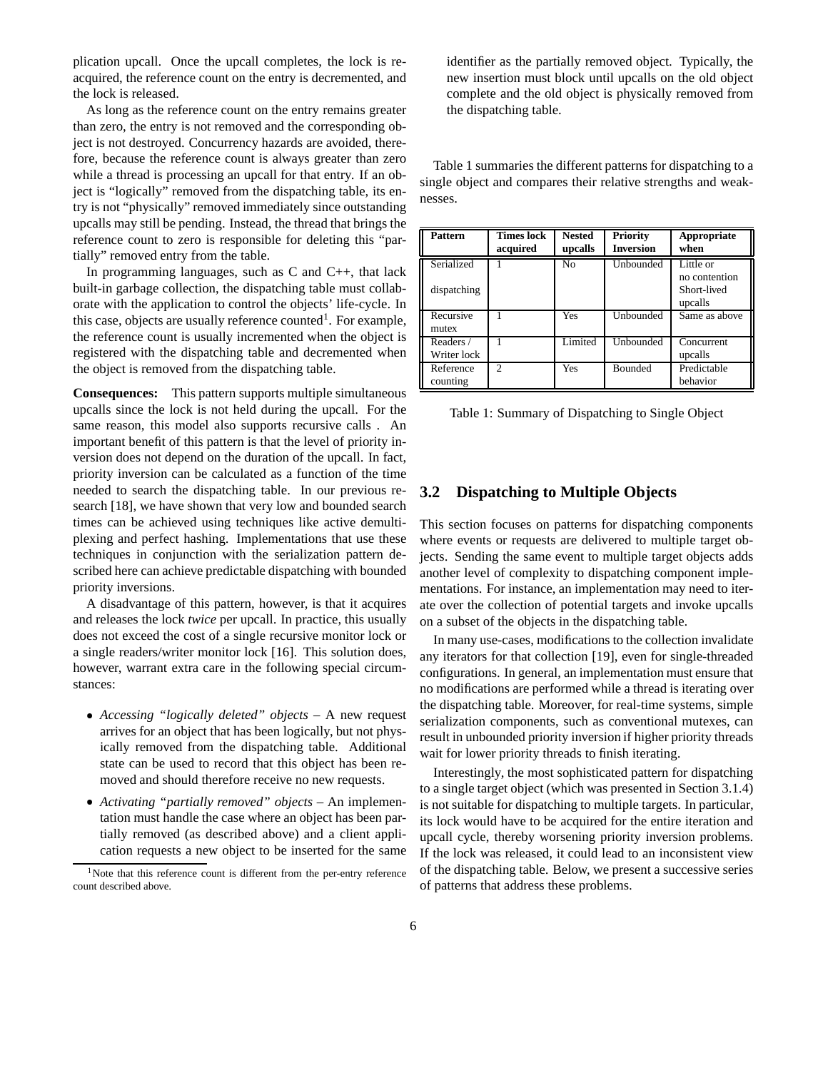plication upcall. Once the upcall completes, the lock is reacquired, the reference count on the entry is decremented, and the lock is released.

As long as the reference count on the entry remains greater than zero, the entry is not removed and the corresponding object is not destroyed. Concurrency hazards are avoided, therefore, because the reference count is always greater than zero while a thread is processing an upcall for that entry. If an object is "logically" removed from the dispatching table, its entry is not "physically" removed immediately since outstanding upcalls may still be pending. Instead, the thread that brings the reference count to zero is responsible for deleting this "partially" removed entry from the table.

In programming languages, such as C and C++, that lack built-in garbage collection, the dispatching table must collaborate with the application to control the objects' life-cycle. In this case, objects are usually reference counted[1]. For example, the reference count is usually incremented when the object is registered with the dispatching table and decremented when the object is removed from the dispatching table.

**Consequences:** This pattern supports multiple simultaneous upcalls since the lock is not held during the upcall. For the same reason, this model also supports recursive calls . An important benefit of this pattern is that the level of priority inversion does not depend on the duration of the upcall. In fact, priority inversion can be calculated as a function of the time needed to search the dispatching table. In our previous research [18], we have shown that very low and bounded search times can be achieved using techniques like active demultiplexing and perfect hashing. Implementations that use these techniques in conjunction with the serialization pattern described here can achieve predictable dispatching with bounded priority inversions.

A disadvantage of this pattern, however, is that it acquires and releases the lock *twice* per upcall. In practice, this usually does not exceed the cost of a single recursive monitor lock or a single readers/writer monitor lock [16]. This solution does, however, warrant extra care in the following special circumstances:

- *Accessing "logically deleted" objects* – A new request arrives for an object that has been logically, but not physically removed from the dispatching table. Additional state can be used to record that this object has been removed and should therefore receive no new requests.
- *Activating "partially removed" objects* – An implementation must handle the case where an object has been partially removed (as described above) and a client application requests a new object to be inserted for the same identifier as the partially removed object. Typically, the new insertion must block until upcalls on the old object complete and the old object is physically removed from the dispatching table.

[1] Note that this reference count is different from the per-entry reference count described above.

Table 1 summaries the different patterns for dispatching to a single object and compares their relative strengths and weaknesses.

| Pattern | Times lock acquired | Nested upcalls | Priority Inversion | Appropriate when |
|---|---|---|---|---|
| Serialized dispatching | 1 | No | Unbounded | Little or no contention Short-lived upcalls |
| Recursive mutex | 1 | Yes | Unbounded | Same as above |
| Readers / Writer lock | 1 | Limited | Unbounded | Concurrent upcalls |
| Reference counting | 2 | Yes | Bounded | Predictable behavior |

Table 1: Summary of Dispatching to Single Object

## 3.2 Dispatching to Multiple Objects

This section focuses on patterns for dispatching components where events or requests are delivered to multiple target objects. Sending the same event to multiple target objects adds another level of complexity to dispatching component implementations. For instance, an implementation may need to iterate over the collection of potential targets and invoke upcalls on a subset of the objects in the dispatching table.

In many use-cases, modifications to the collection invalidate any iterators for that collection [19], even for single-threaded configurations. In general, an implementation must ensure that no modifications are performed while a thread is iterating over the dispatching table. Moreover, for real-time systems, simple serialization components, such as conventional mutexes, can result in unbounded priority inversion if higher priority threads wait for lower priority threads to finish iterating.

Interestingly, the most sophisticated pattern for dispatching to a single target object (which was presented in Section 3.1.4) is not suitable for dispatching to multiple targets. In particular, its lock would have to be acquired for the entire iteration and upcall cycle, thereby worsening priority inversion problems. If the lock was released, it could lead to an inconsistent view of the dispatching table. Below, we present a successive series of patterns that address these problems.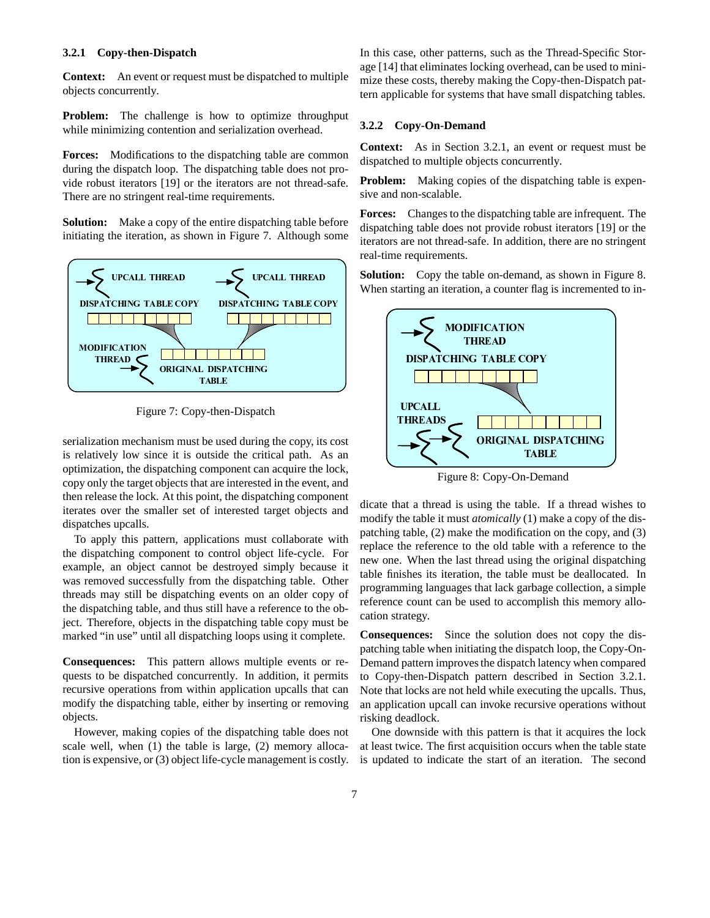#### 3.2.1 Copy-then-Dispatch

**Context:** An event or request must be dispatched to multiple objects concurrently.

**Problem:** The challenge is how to optimize throughput while minimizing contention and serialization overhead.

**Forces:** Modifications to the dispatching table are common during the dispatch loop. The dispatching table does not provide robust iterators [19] or the iterators are not thread-safe. There are no stringent real-time requirements.

**Solution:** Make a copy of the entire dispatching table before initiating the iteration, as shown in Figure 7. Although some serialization mechanism must be used during the copy, its cost is relatively low since it is outside the critical path. As an optimization, the dispatching component can acquire the lock, copy only the target objects that are interested in the event, and then release the lock. At this point, the dispatching component iterates over the smaller set of interested target objects and dispatches upcalls.

Figure 7: Copy-then-Dispatch

To apply this pattern, applications must collaborate with the dispatching component to control object life-cycle. For example, an object cannot be destroyed simply because it was removed successfully from the dispatching table. Other threads may still be dispatching events on an older copy of the dispatching table, and thus still have a reference to the object. Therefore, objects in the dispatching table copy must be marked "in use" until all dispatching loops using it complete.

**Consequences:** This pattern allows multiple events or requests to be dispatched concurrently. In addition, it permits recursive operations from within application upcalls that can modify the dispatching table, either by inserting or removing objects.

However, making copies of the dispatching table does not scale well, when (1) the table is large, (2) memory allocation is expensive, or (3) object life-cycle management is costly. In this case, other patterns, such as the Thread-Specific Storage [14] that eliminates locking overhead, can be used to minimize these costs, thereby making the Copy-then-Dispatch pattern applicable for systems that have small dispatching tables.

#### 3.2.2 Copy-On-Demand

**Context:** As in Section 3.2.1, an event or request must be dispatched to multiple objects concurrently.

**Problem:** Making copies of the dispatching table is expensive and non-scalable.

**Forces:** Changes to the dispatching table are infrequent. The dispatching table does not provide robust iterators [19] or the iterators are not thread-safe. In addition, there are no stringent real-time requirements.

**Solution:** Copy the table on-demand, as shown in Figure 8. When starting an iteration, a counter flag is incremented to indicate that a thread is using the table. If a thread wishes to modify the table it must *atomically* (1) make a copy of the dispatching table, (2) make the modification on the copy, and (3) replace the reference to the old table with a reference to the new one. When the last thread using the original dispatching table finishes its iteration, the table must be deallocated. In programming languages that lack garbage collection, a simple reference count can be used to accomplish this memory allocation strategy.

Figure 8: Copy-On-Demand

**Consequences:** Since the solution does not copy the dispatching table when initiating the dispatch loop, the Copy-On-Demand pattern improves the dispatch latency when compared to Copy-then-Dispatch pattern described in Section 3.2.1. Note that locks are not held while executing the upcalls. Thus, an application upcall can invoke recursive operations without risking deadlock.

One downside with this pattern is that it acquires the lock at least twice. The first acquisition occurs when the table state is updated to indicate the start of an iteration. The second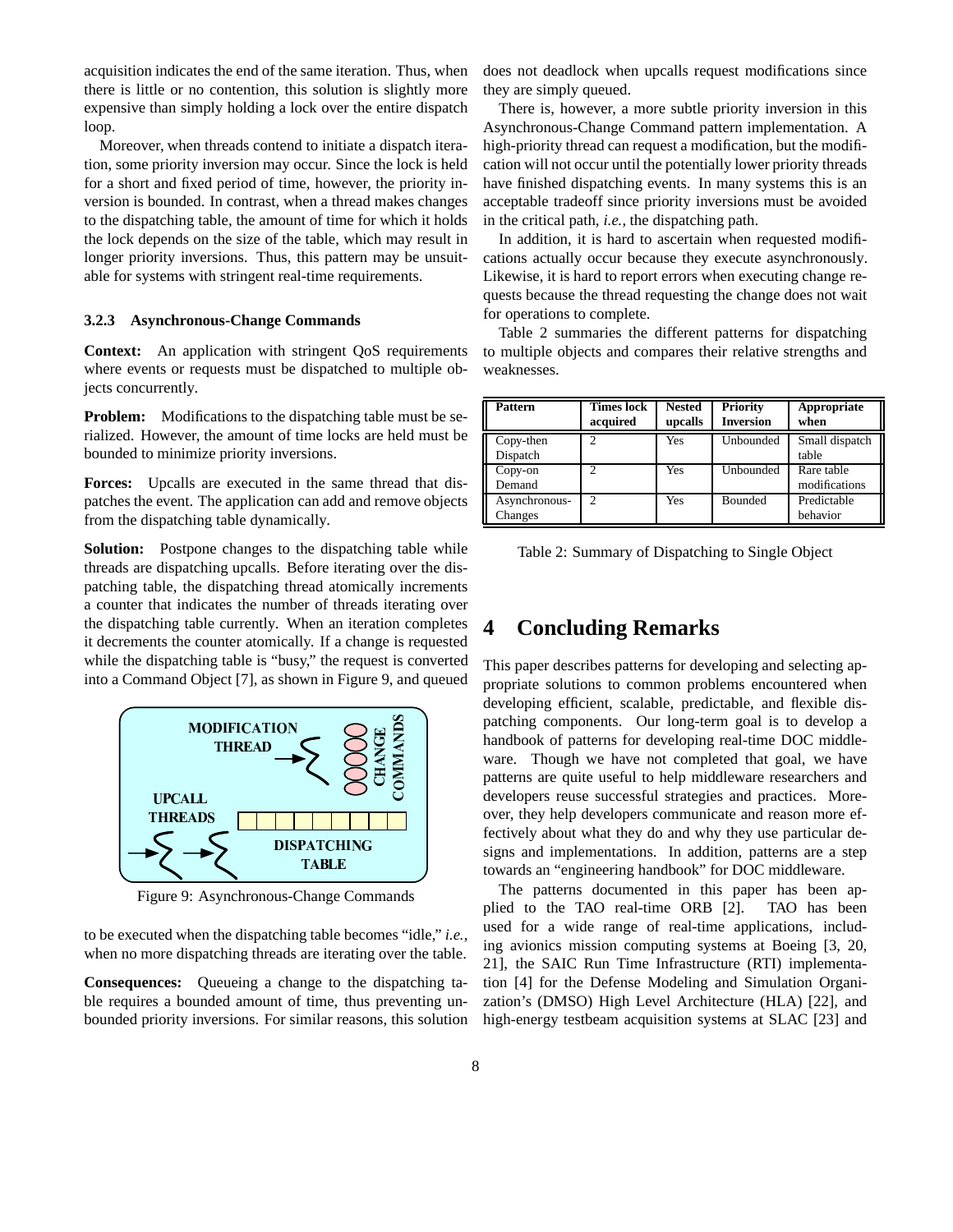acquisition indicates the end of the same iteration. Thus, when there is little or no contention, this solution is slightly more expensive than simply holding a lock over the entire dispatch loop.

Moreover, when threads contend to initiate a dispatch iteration, some priority inversion may occur. Since the lock is held for a short and fixed period of time, however, the priority inversion is bounded. In contrast, when a thread makes changes to the dispatching table, the amount of time for which it holds the lock depends on the size of the table, which may result in longer priority inversions. Thus, this pattern may be unsuitable for systems with stringent real-time requirements.

### 3.2.3 Asynchronous-Change Commands

**Context:** An application with stringent QoS requirements where events or requests must be dispatched to multiple objects concurrently.

**Problem:** Modifications to the dispatching table must be serialized. However, the amount of time locks are held must be bounded to minimize priority inversions.

**Forces:** Upcalls are executed in the same thread that dispatches the event. The application can add and remove objects from the dispatching table dynamically.

**Solution:** Postpone changes to the dispatching table while threads are dispatching upcalls. Before iterating over the dispatching table, the dispatching thread atomically increments a counter that indicates the number of threads iterating over the dispatching table currently. When an iteration completes it decrements the counter atomically. If a change is requested while the dispatching table is "busy," the request is converted into a Command Object [7], as shown in Figure 9, and queued

Figure 9: Asynchronous-Change Commands

to be executed when the dispatching table becomes "idle," *i.e.*, when no more dispatching threads are iterating over the table.

**Consequences:** Queueing a change to the dispatching table requires a bounded amount of time, thus preventing unbounded priority inversions. For similar reasons, this solution does not deadlock when upcalls request modifications since they are simply queued.

There is, however, a more subtle priority inversion in this Asynchronous-Change Command pattern implementation. A high-priority thread can request a modification, but the modification will not occur until the potentially lower priority threads have finished dispatching events. In many systems this is an acceptable tradeoff since priority inversions must be avoided in the critical path, *i.e.*, the dispatching path.

In addition, it is hard to ascertain when requested modifications actually occur because they execute asynchronously. Likewise, it is hard to report errors when executing change requests because the thread requesting the change does not wait for operations to complete.

Table 2 summaries the different patterns for dispatching to multiple objects and compares their relative strengths and weaknesses.

| Pattern | Times lock acquired | Nested upcalls | Priority Inversion | Appropriate when |
|---|---|---|---|---|
| Copy-then Dispatch | 2 | Yes | Unbounded | Small dispatch table |
| Copy-on Demand | 2 | Yes | Unbounded | Rare table modifications |
| Asynchronous-Changes | 2 | Yes | Bounded | Predictable behavior |

Table 2: Summary of Dispatching to Single Object

# 4 Concluding Remarks

This paper describes patterns for developing and selecting appropriate solutions to common problems encountered when developing efficient, scalable, predictable, and flexible dispatching components. Our long-term goal is to develop a handbook of patterns for developing real-time DOC middleware. Though we have not completed that goal, we have patterns are quite useful to help middleware researchers and developers reuse successful strategies and practices. Moreover, they help developers communicate and reason more effectively about what they do and why they use particular designs and implementations. In addition, patterns are a step towards an "engineering handbook" for DOC middleware.

The patterns documented in this paper has been applied to the TAO real-time ORB [2]. TAO has been used for a wide range of real-time applications, including avionics mission computing systems at Boeing [3, 20, 21], the SAIC Run Time Infrastructure (RTI) implementation [4] for the Defense Modeling and Simulation Organization's (DMSO) High Level Architecture (HLA) [22], and high-energy testbeam acquisition systems at SLAC [23] and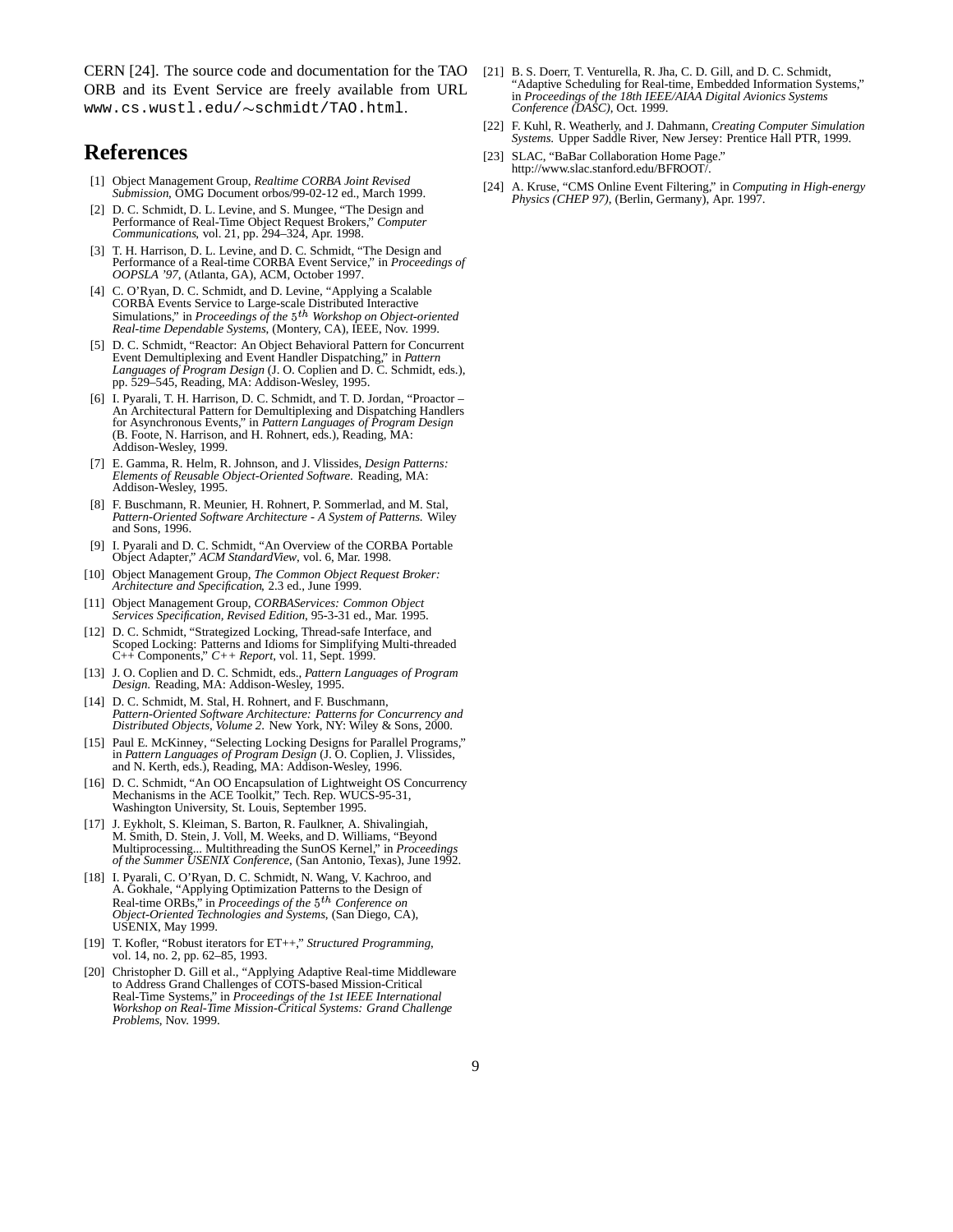CERN [24]. The source code and documentation for the TAO ORB and its Event Service are freely available from URL `www.cs.wustl.edu/~schmidt/TAO.html`.

## References

[1] Object Management Group, *Realtime CORBA Joint Revised Submission*, OMG Document orbos/99-02-12 ed., March 1999.

[2] D. C. Schmidt, D. L. Levine, and S. Mungee, "The Design and Performance of Real-Time Object Request Brokers," *Computer Communications*, vol. 21, pp. 294–324, Apr. 1998.

[3] T. H. Harrison, D. L. Levine, and D. C. Schmidt, "The Design and Performance of a Real-time CORBA Event Service," in *Proceedings of OOPSLA '97*, (Atlanta, GA), ACM, October 1997.

[4] C. O'Ryan, D. C. Schmidt, and D. Levine, "Applying a Scalable CORBA Events Service to Large-scale Distributed Interactive Simulations," in *Proceedings of the $5^{th}$ Workshop on Object-oriented Real-time Dependable Systems*, (Montery, CA), IEEE, Nov. 1999.

[5] D. C. Schmidt, "Reactor: An Object Behavioral Pattern for Concurrent Event Demultiplexing and Event Handler Dispatching," in *Pattern Languages of Program Design* (J. O. Coplien and D. C. Schmidt, eds.), pp. 529–545, Reading, MA: Addison-Wesley, 1995.

[6] I. Pyarali, T. H. Harrison, D. C. Schmidt, and T. D. Jordan, "Proactor – An Architectural Pattern for Demultiplexing and Dispatching Handlers for Asynchronous Events," in *Pattern Languages of Program Design* (B. Foote, N. Harrison, and H. Rohnert, eds.), Reading, MA: Addison-Wesley, 1999.

[7] E. Gamma, R. Helm, R. Johnson, and J. Vlissides, *Design Patterns: Elements of Reusable Object-Oriented Software*. Reading, MA: Addison-Wesley, 1995.

[8] F. Buschmann, R. Meunier, H. Rohnert, P. Sommerlad, and M. Stal, *Pattern-Oriented Software Architecture - A System of Patterns*. Wiley and Sons, 1996.

[9] I. Pyarali and D. C. Schmidt, "An Overview of the CORBA Portable Object Adapter," *ACM StandardView*, vol. 6, Mar. 1998.

[10] Object Management Group, *The Common Object Request Broker: Architecture and Specification*, 2.3 ed., June 1999.

[11] Object Management Group, *CORBAServices: Common Object Services Specification, Revised Edition*, 95-3-31 ed., Mar. 1995.

[12] D. C. Schmidt, "Strategized Locking, Thread-safe Interface, and Scoped Locking: Patterns and Idioms for Simplifying Multi-threaded C++ Components," *C++ Report*, vol. 11, Sept. 1999.

[13] J. O. Coplien and D. C. Schmidt, eds., *Pattern Languages of Program Design*. Reading, MA: Addison-Wesley, 1995.

[14] D. C. Schmidt, M. Stal, H. Rohnert, and F. Buschmann, *Pattern-Oriented Software Architecture: Patterns for Concurrency and Distributed Objects, Volume 2*. New York, NY: Wiley & Sons, 2000.

[15] Paul E. McKinney, "Selecting Locking Designs for Parallel Programs," in *Pattern Languages of Program Design* (J. O. Coplien, J. Vlissides, and N. Kerth, eds.), Reading, MA: Addison-Wesley, 1996.

[16] D. C. Schmidt, "An OO Encapsulation of Lightweight OS Concurrency Mechanisms in the ACE Toolkit," Tech. Rep. WUCS-95-31, Washington University, St. Louis, September 1995.

[17] J. Eykholt, S. Kleiman, S. Barton, R. Faulkner, A. Shivalingiah, M. Smith, D. Stein, J. Voll, M. Weeks, and D. Williams, "Beyond Multiprocessing... Multithreading the SunOS Kernel," in *Proceedings of the Summer USENIX Conference*, (San Antonio, Texas), June 1992.

[18] I. Pyarali, C. O'Ryan, D. C. Schmidt, N. Wang, V. Kachroo, and A. Gokhale, "Applying Optimization Patterns to the Design of Real-time ORBs," in *Proceedings of the $5^{th}$ Conference on Object-Oriented Technologies and Systems*, (San Diego, CA), USENIX, May 1999.

[19] T. Kofler, "Robust iterators for ET++," *Structured Programming*, vol. 14, no. 2, pp. 62–85, 1993.

[20] Christopher D. Gill et al., "Applying Adaptive Real-time Middleware to Address Grand Challenges of COTS-based Mission-Critical Real-Time Systems," in *Proceedings of the 1st IEEE International Workshop on Real-Time Mission-Critical Systems: Grand Challenge Problems*, Nov. 1999.

[21] B. S. Doerr, T. Venturella, R. Jha, C. D. Gill, and D. C. Schmidt, "Adaptive Scheduling for Real-time, Embedded Information Systems," in *Proceedings of the 18th IEEE/AIAA Digital Avionics Systems Conference (DASC)*, Oct. 1999.

[22] F. Kuhl, R. Weatherly, and J. Dahmann, *Creating Computer Simulation Systems*. Upper Saddle River, New Jersey: Prentice Hall PTR, 1999.

[23] SLAC, "BaBar Collaboration Home Page." http://www.slac.stanford.edu/BFROOT/.

[24] A. Kruse, "CMS Online Event Filtering," in *Computing in High-energy Physics (CHEP 97)*, (Berlin, Germany), Apr. 1997.